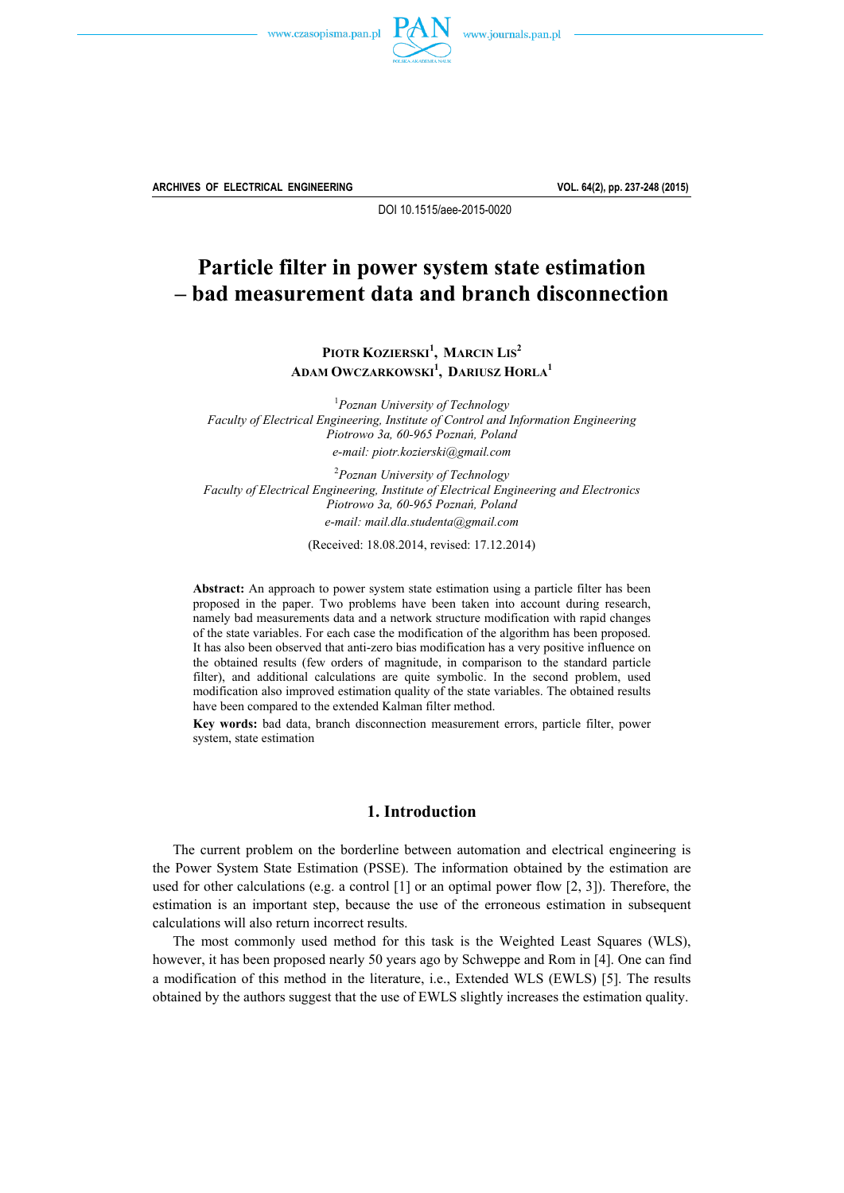DOI 10.1515/aee-2015-0020

# Particle filter in power system state estimation – bad measurement data and branch disconnection

**Piotr Kozierski**[1], **Marcin Lis**[2]
**Adam Owczarkowski**[1], **Dariusz Horla**[1]

[1] *Poznan University of Technology*
*Faculty of Electrical Engineering, Institute of Control and Information Engineering*
*Piotrowo 3a, 60-965 Poznań, Poland*
*e-mail: piotr.kozierski@gmail.com*

[2] *Poznan University of Technology*
*Faculty of Electrical Engineering, Institute of Electrical Engineering and Electronics*
*Piotrowo 3a, 60-965 Poznań, Poland*
*e-mail: mail.dla.studenta@gmail.com*

(Received: 18.08.2014, revised: 17.12.2014)

**Abstract:** An approach to power system state estimation using a particle filter has been proposed in the paper. Two problems have been taken into account during research, namely bad measurements data and a network structure modification with rapid changes of the state variables. For each case the modification of the algorithm has been proposed. It has also been observed that anti-zero bias modification has a very positive influence on the obtained results (few orders of magnitude, in comparison to the standard particle filter), and additional calculations are quite symbolic. In the second problem, used modification also improved estimation quality of the state variables. The obtained results have been compared to the extended Kalman filter method.

**Key words:** bad data, branch disconnection measurement errors, particle filter, power system, state estimation

## 1. Introduction

The current problem on the borderline between automation and electrical engineering is the Power System State Estimation (PSSE). The information obtained by the estimation are used for other calculations (e.g. a control [1] or an optimal power flow [2, 3]). Therefore, the estimation is an important step, because the use of the erroneous estimation in subsequent calculations will also return incorrect results.

The most commonly used method for this task is the Weighted Least Squares (WLS), however, it has been proposed nearly 50 years ago by Schweppe and Rom in [4]. One can find a modification of this method in the literature, i.e., Extended WLS (EWLS) [5]. The results obtained by the authors suggest that the use of EWLS slightly increases the estimation quality.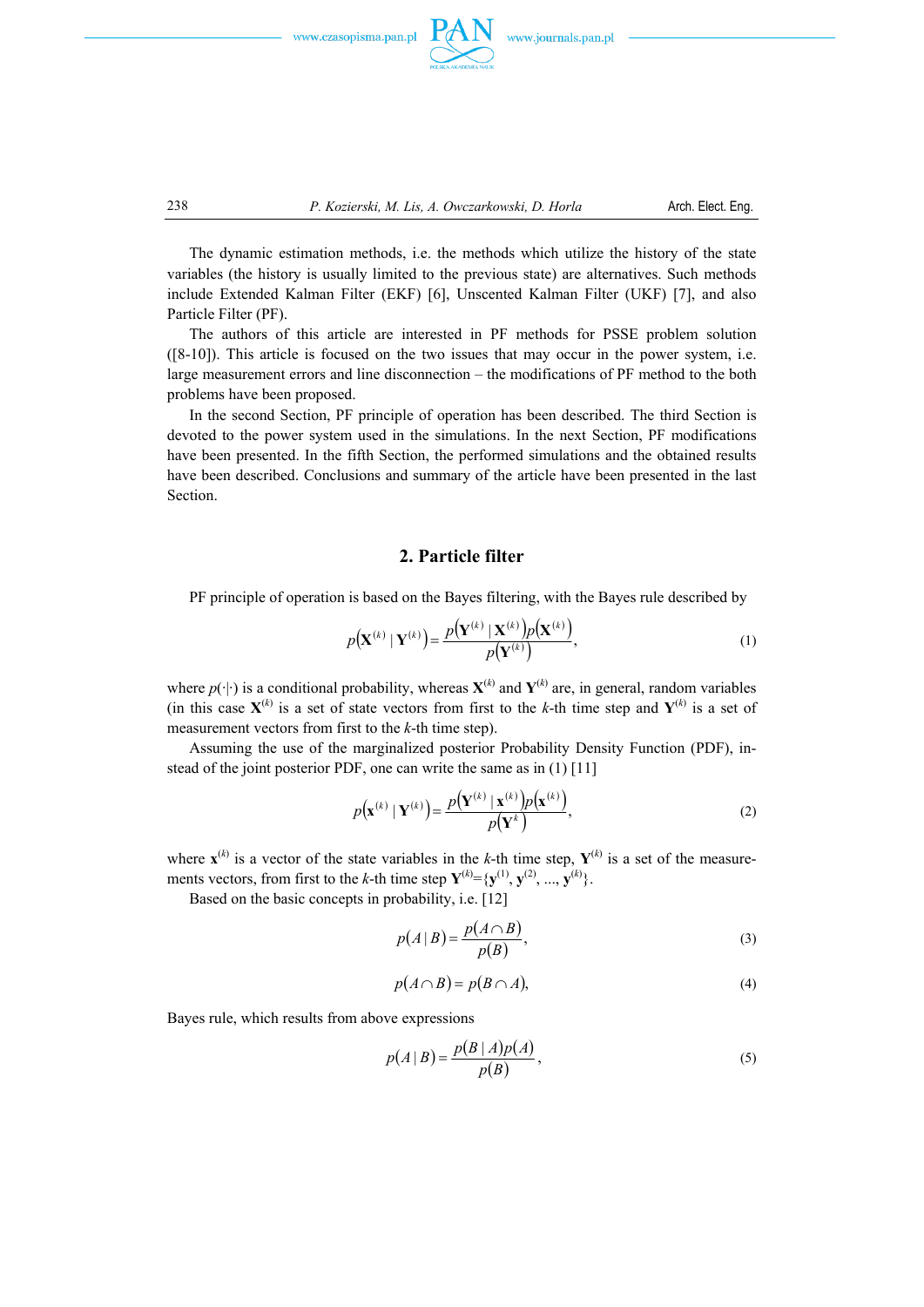The dynamic estimation methods, i.e. the methods which utilize the history of the state variables (the history is usually limited to the previous state) are alternatives. Such methods include Extended Kalman Filter (EKF) [6], Unscented Kalman Filter (UKF) [7], and also Particle Filter (PF).

The authors of this article are interested in PF methods for PSSE problem solution ([8-10]). This article is focused on the two issues that may occur in the power system, i.e. large measurement errors and line disconnection – the modifications of PF method to the both problems have been proposed.

In the second Section, PF principle of operation has been described. The third Section is devoted to the power system used in the simulations. In the next Section, PF modifications have been presented. In the fifth Section, the performed simulations and the obtained results have been described. Conclusions and summary of the article have been presented in the last Section.

## 2. Particle filter

PF principle of operation is based on the Bayes filtering, with the Bayes rule described by

$$p\left(\mathbf{X}^{(k)} \mid \mathbf{Y}^{(k)}\right) = \frac{p\left(\mathbf{Y}^{(k)} \mid \mathbf{X}^{(k)}\right) p\left(\mathbf{X}^{(k)}\right)}{p\left(\mathbf{Y}^{(k)}\right)}, \tag{1}$$

where $p(\cdot|\cdot)$ is a conditional probability, whereas $\mathbf{X}^{(k)}$ and $\mathbf{Y}^{(k)}$ are, in general, random variables (in this case $\mathbf{X}^{(k)}$ is a set of state vectors from first to the $k$-th time step and $\mathbf{Y}^{(k)}$ is a set of measurement vectors from first to the $k$-th time step).

Assuming the use of the marginalized posterior Probability Density Function (PDF), instead of the joint posterior PDF, one can write the same as in (1) [11]

$$p\left(\mathbf{x}^{(k)} \mid \mathbf{Y}^{(k)}\right) = \frac{p\left(\mathbf{Y}^{(k)} \mid \mathbf{x}^{(k)}\right) p\left(\mathbf{x}^{(k)}\right)}{p\left(\mathbf{Y}^{k}\right)}, \tag{2}$$

where $\mathbf{x}^{(k)}$ is a vector of the state variables in the $k$-th time step, $\mathbf{Y}^{(k)}$ is a set of the measurements vectors, from first to the $k$-th time step $\mathbf{Y}^{(k)}=\{\mathbf{y}^{(1)}, \mathbf{y}^{(2)}, ..., \mathbf{y}^{(k)}\}$.

Based on the basic concepts in probability, i.e. [12]

$$p(A \mid B) = \frac{p(A \cap B)}{p(B)}, \tag{3}$$

$$p(A \cap B) = p(B \cap A), \tag{4}$$

Bayes rule, which results from above expressions

$$p(A \mid B) = \frac{p(B \mid A) p(A)}{p(B)}, \tag{5}$$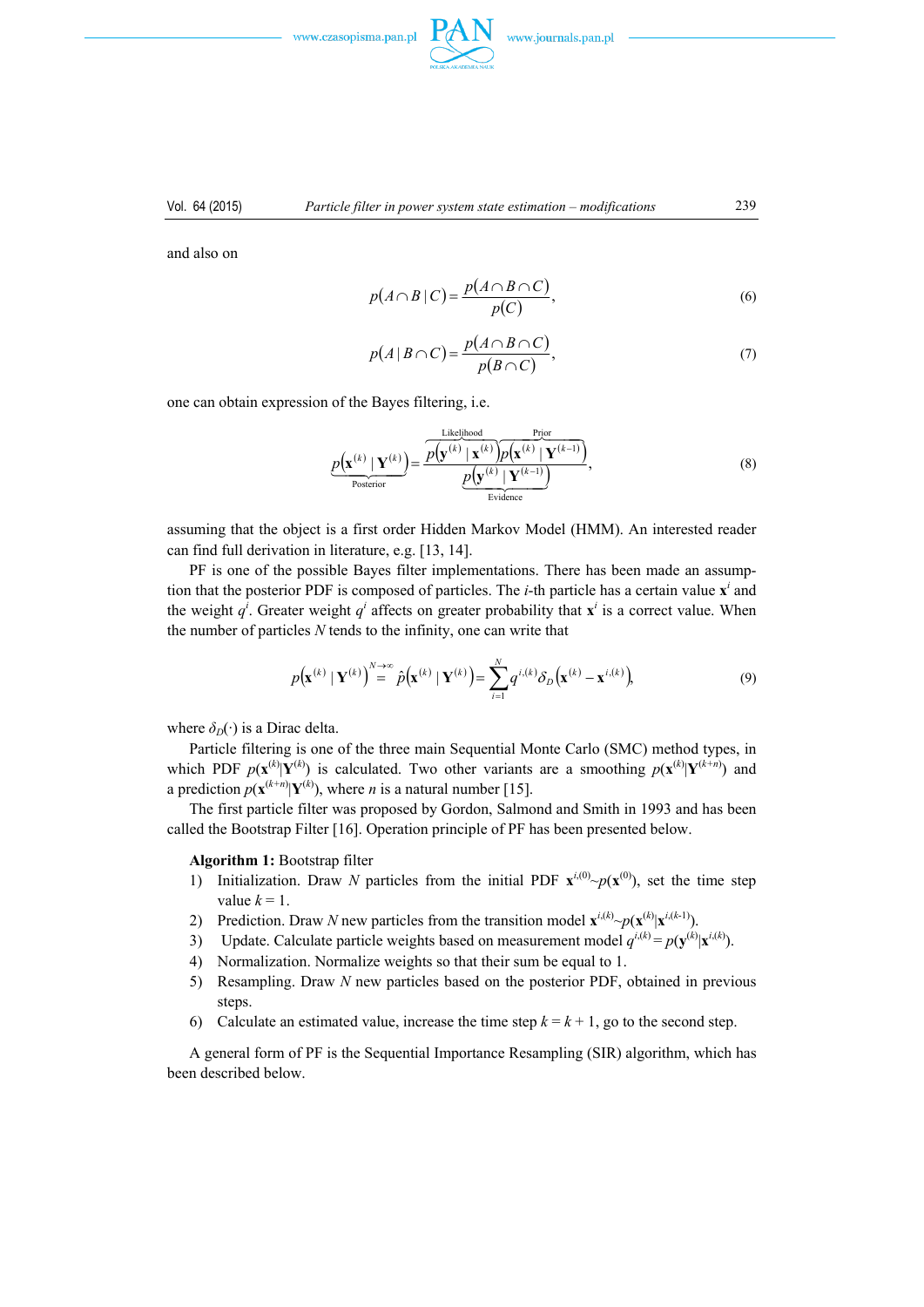and also on

$$p(A \cap B \mid C) = \frac{p(A \cap B \cap C)}{p(C)}, \tag{6}$$

$$p(A \mid B \cap C) = \frac{p(A \cap B \cap C)}{p(B \cap C)}, \tag{7}$$

one can obtain expression of the Bayes filtering, i.e.

$$\underbrace{p\left(\mathbf{x}^{(k)} \mid \mathbf{Y}^{(k)}\right)}_{\text{Posterior}} = \frac{\overbrace{p\left(\mathbf{y}^{(k)} \mid \mathbf{x}^{(k)}\right)}^{\text{Likelihood}} \overbrace{p\left(\mathbf{x}^{(k)} \mid \mathbf{Y}^{(k-1)}\right)}^{\text{Prior}}}{\underbrace{p\left(\mathbf{y}^{(k)} \mid \mathbf{Y}^{(k-1)}\right)}_{\text{Evidence}}}, \tag{8}$$

assuming that the object is a first order Hidden Markov Model (HMM). An interested reader can find full derivation in literature, e.g. [13, 14].

PF is one of the possible Bayes filter implementations. There has been made an assumption that the posterior PDF is composed of particles. The $i$-th particle has a certain value $\mathbf{x}^i$ and the weight $q^i$. Greater weight $q^i$ affects on greater probability that $\mathbf{x}^i$ is a correct value. When the number of particles $N$ tends to the infinity, one can write that

$$p\left(\mathbf{x}^{(k)} \mid \mathbf{Y}^{(k)}\right) \overset{N \to \infty}{=} \hat{p}\left(\mathbf{x}^{(k)} \mid \mathbf{Y}^{(k)}\right) = \sum_{i=1}^{N} q^{i,(k)} \delta_D\left(\mathbf{x}^{(k)} - \mathbf{x}^{i,(k)}\right), \tag{9}$$

where $\delta_D(\cdot)$ is a Dirac delta.

Particle filtering is one of the three main Sequential Monte Carlo (SMC) method types, in which PDF $p(\mathbf{x}^{(k)}|\mathbf{Y}^{(k)})$ is calculated. Two other variants are a smoothing $p(\mathbf{x}^{(k)}|\mathbf{Y}^{(k+n)})$ and a prediction $p(\mathbf{x}^{(k+n)}|\mathbf{Y}^{(k)})$, where $n$ is a natural number [15].

The first particle filter was proposed by Gordon, Salmond and Smith in 1993 and has been called the Bootstrap Filter [16]. Operation principle of PF has been presented below.

**Algorithm 1:** Bootstrap filter

1) Initialization. Draw $N$ particles from the initial PDF $\mathbf{x}^{i,(0)} \sim p(\mathbf{x}^{(0)})$, set the time step value $k = 1$.
2) Prediction. Draw $N$ new particles from the transition model $\mathbf{x}^{i,(k)} \sim p(\mathbf{x}^{(k)}|\mathbf{x}^{i,(k-1)})$.
3) Update. Calculate particle weights based on measurement model $q^{i,(k)} = p(\mathbf{y}^{(k)}|\mathbf{x}^{i,(k)})$.
4) Normalization. Normalize weights so that their sum be equal to 1.
5) Resampling. Draw $N$ new particles based on the posterior PDF, obtained in previous steps.
6) Calculate an estimated value, increase the time step $k = k + 1$, go to the second step.

A general form of PF is the Sequential Importance Resampling (SIR) algorithm, which has been described below.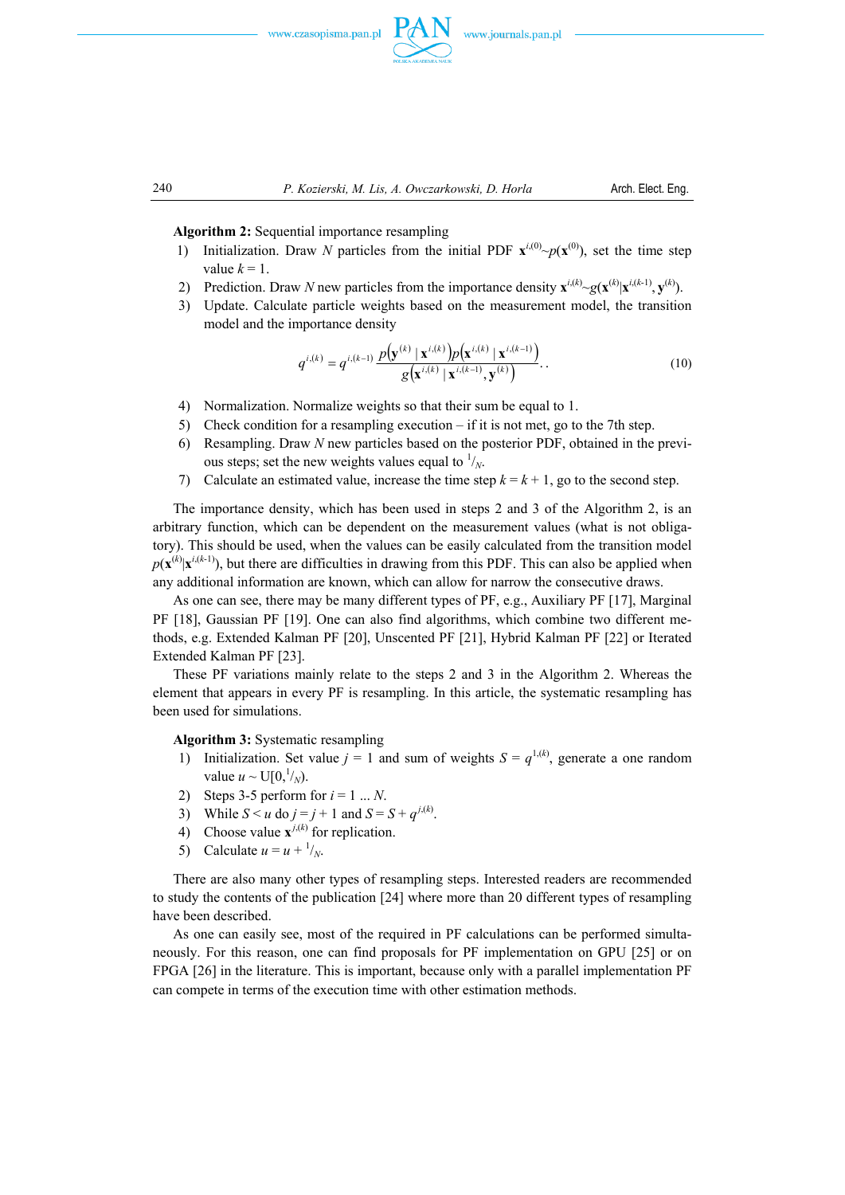**Algorithm 2:** Sequential importance resampling

1) Initialization. Draw $N$ particles from the initial PDF $\mathbf{x}^{i,(0)} \sim p(\mathbf{x}^{(0)})$, set the time step value $k = 1$.
2) Prediction. Draw $N$ new particles from the importance density $\mathbf{x}^{i,(k)} \sim g(\mathbf{x}^{(k)}|\mathbf{x}^{i,(k-1)}, \mathbf{y}^{(k)})$.
3) Update. Calculate particle weights based on the measurement model, the transition model and the importance density

$$q^{i,(k)} = q^{i,(k-1)} \frac{p\left(\mathbf{y}^{(k)} \mid \mathbf{x}^{i,(k)}\right) p\left(\mathbf{x}^{i,(k)} \mid \mathbf{x}^{i,(k-1)}\right)}{g\left(\mathbf{x}^{i,(k)} \mid \mathbf{x}^{i,(k-1)}, \mathbf{y}^{(k)}\right)}. \tag{10}$$

4) Normalization. Normalize weights so that their sum be equal to 1.
5) Check condition for a resampling execution – if it is not met, go to the 7th step.
6) Resampling. Draw $N$ new particles based on the posterior PDF, obtained in the previous steps; set the new weights values equal to $^1/_N$.
7) Calculate an estimated value, increase the time step $k = k + 1$, go to the second step.

The importance density, which has been used in steps 2 and 3 of the Algorithm 2, is an arbitrary function, which can be dependent on the measurement values (what is not obligatory). This should be used, when the values can be easily calculated from the transition model $p(\mathbf{x}^{(k)}|\mathbf{x}^{i,(k-1)})$, but there are difficulties in drawing from this PDF. This can also be applied when any additional information are known, which can allow for narrow the consecutive draws.

As one can see, there may be many different types of PF, e.g., Auxiliary PF [17], Marginal PF [18], Gaussian PF [19]. One can also find algorithms, which combine two different methods, e.g. Extended Kalman PF [20], Unscented PF [21], Hybrid Kalman PF [22] or Iterated Extended Kalman PF [23].

These PF variations mainly relate to the steps 2 and 3 in the Algorithm 2. Whereas the element that appears in every PF is resampling. In this article, the systematic resampling has been used for simulations.

**Algorithm 3:** Systematic resampling

1) Initialization. Set value $j = 1$ and sum of weights $S = q^{1,(k)}$, generate a one random value $u \sim \mathrm{U}[0, {}^1/_N)$.
2) Steps 3-5 perform for $i = 1 \ldots N$.
3) While $S < u$ do $j = j + 1$ and $S = S + q^{j,(k)}$.
4) Choose value $\mathbf{x}^{j,(k)}$ for replication.
5) Calculate $u = u + {}^1/_N$.

There are also many other types of resampling steps. Interested readers are recommended to study the contents of the publication [24] where more than 20 different types of resampling have been described.

As one can easily see, most of the required in PF calculations can be performed simultaneously. For this reason, one can find proposals for PF implementation on GPU [25] or on FPGA [26] in the literature. This is important, because only with a parallel implementation PF can compete in terms of the execution time with other estimation methods.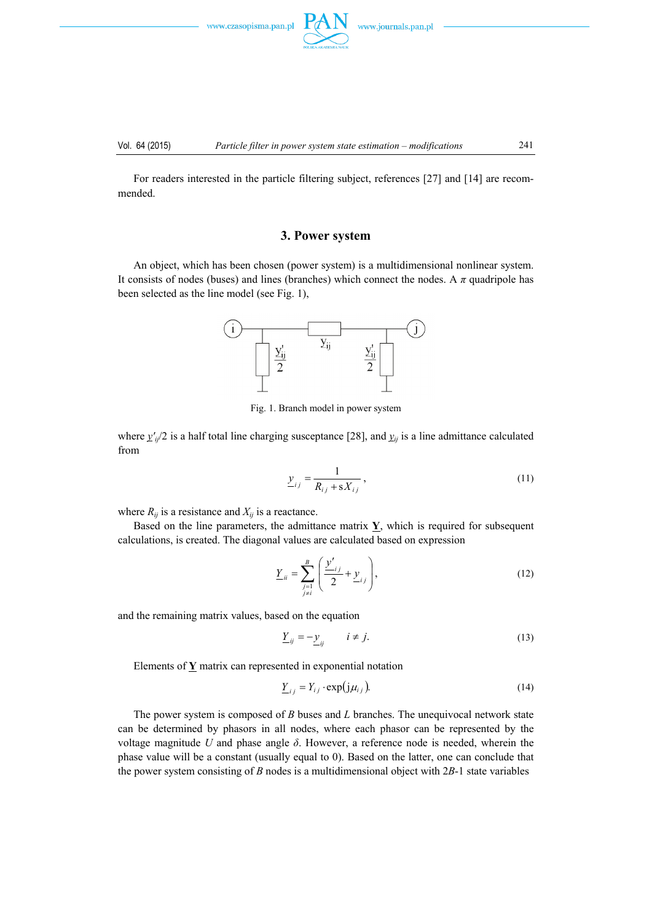For readers interested in the particle filtering subject, references [27] and [14] are recommended.

## 3. Power system

An object, which has been chosen (power system) is a multidimensional nonlinear system. It consists of nodes (buses) and lines (branches) which connect the nodes. A $\pi$ quadripole has been selected as the line model (see Fig. 1),

Fig. 1. Branch model in power system

where $\underline{y}'_{ij}/2$ is a half total line charging susceptance [28], and $\underline{y}_{ij}$ is a line admittance calculated from

$$\underline{y}_{ij} = \frac{1}{R_{ij} + \text{s}X_{ij}}, \tag{11}$$

where $R_{ij}$ is a resistance and $X_{ij}$ is a reactance.

Based on the line parameters, the admittance matrix $\underline{\mathbf{Y}}$, which is required for subsequent calculations, is created. The diagonal values are calculated based on expression

$$\underline{Y}_{ii} = \sum_{\substack{j=1 \\ j \neq i}}^{B} \left( \frac{\underline{y}'_{ij}}{2} + \underline{y}_{ij} \right), \tag{12}$$

and the remaining matrix values, based on the equation

$$\underline{Y}_{ij} = -\underline{y}_{ij} \qquad i \neq j. \tag{13}$$

Elements of $\underline{\mathbf{Y}}$ matrix can represented in exponential notation

$$\underline{Y}_{ij} = Y_{ij} \cdot \exp(\text{j}\mu_{ij}). \tag{14}$$

The power system is composed of $B$ buses and $L$ branches. The unequivocal network state can be determined by phasors in all nodes, where each phasor can be represented by the voltage magnitude $U$ and phase angle $\delta$. However, a reference node is needed, wherein the phase value will be a constant (usually equal to 0). Based on the latter, one can conclude that the power system consisting of $B$ nodes is a multidimensional object with $2B$-1 state variables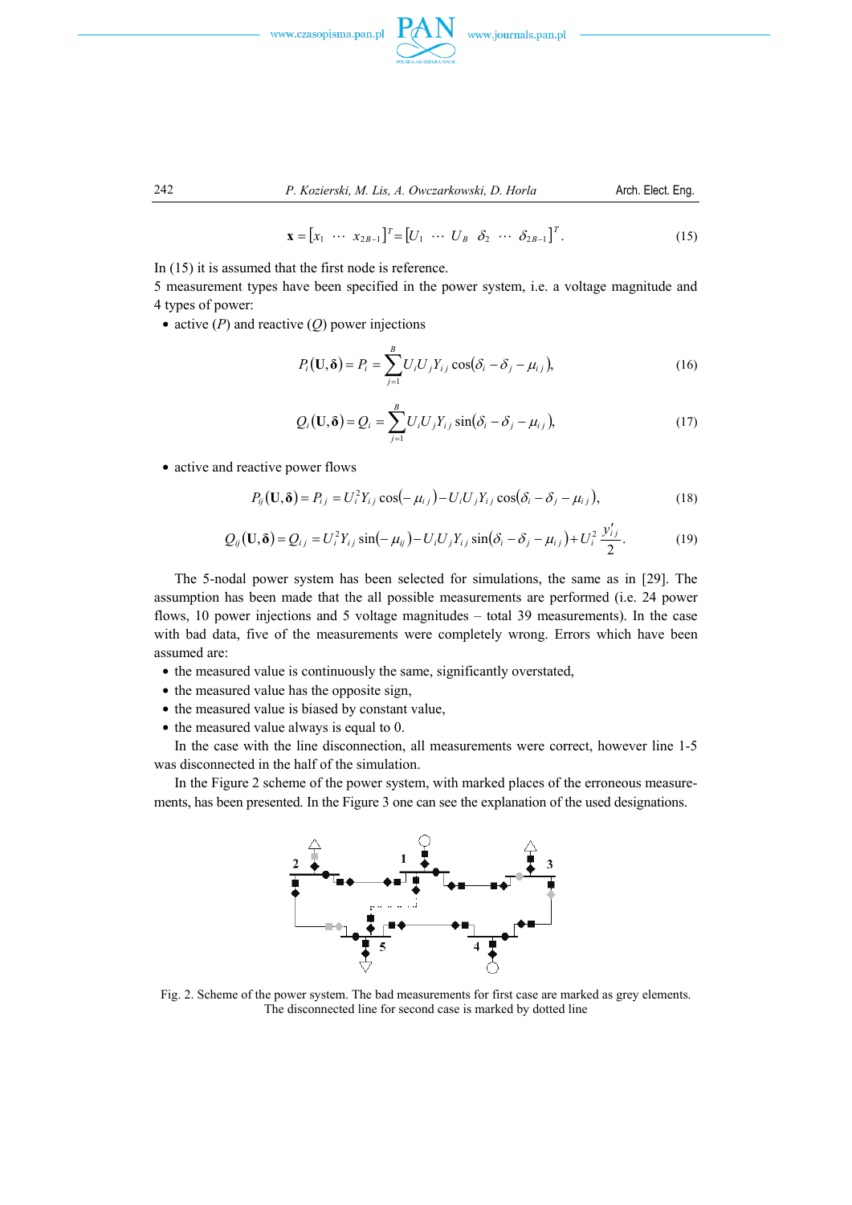$$\mathbf{x} = \left[x_1 \ \cdots \ x_{2B-1}\right]^T = \left[U_1 \ \cdots \ U_B \ \ \delta_2 \ \cdots \ \delta_{2B-1}\right]^T. \tag{15}$$

In (15) it is assumed that the first node is reference.

5 measurement types have been specified in the power system, i.e. a voltage magnitude and 4 types of power:

- active ($P$) and reactive ($Q$) power injections

$$P_i(\mathbf{U},\boldsymbol{\delta}) = P_i = \sum_{j=1}^{B} U_i U_j Y_{ij} \cos(\delta_i - \delta_j - \mu_{ij}), \tag{16}$$

$$Q_i(\mathbf{U},\boldsymbol{\delta}) = Q_i = \sum_{j=1}^{B} U_i U_j Y_{ij} \sin(\delta_i - \delta_j - \mu_{ij}), \tag{17}$$

- active and reactive power flows

$$P_{ij}(\mathbf{U},\boldsymbol{\delta}) = P_{ij} = U_i^2 Y_{ij} \cos(-\mu_{ij}) - U_i U_j Y_{ij} \cos(\delta_i - \delta_j - \mu_{ij}), \tag{18}$$

$$Q_{ij}(\mathbf{U},\boldsymbol{\delta}) = Q_{ij} = U_i^2 Y_{ij} \sin(-\mu_{ij}) - U_i U_j Y_{ij} \sin(\delta_i - \delta_j - \mu_{ij}) + U_i^2 \frac{y'_{ij}}{2}. \tag{19}$$

The 5-nodal power system has been selected for simulations, the same as in [29]. The assumption has been made that the all possible measurements are performed (i.e. 24 power flows, 10 power injections and 5 voltage magnitudes – total 39 measurements). In the case with bad data, five of the measurements were completely wrong. Errors which have been assumed are:

- the measured value is continuously the same, significantly overstated,
- the measured value has the opposite sign,
- the measured value is biased by constant value,
- the measured value always is equal to 0.

In the case with the line disconnection, all measurements were correct, however line 1-5 was disconnected in the half of the simulation.

In the Figure 2 scheme of the power system, with marked places of the erroneous measurements, has been presented. In the Figure 3 one can see the explanation of the used designations.

Fig. 2. Scheme of the power system. The bad measurements for first case are marked as grey elements. The disconnected line for second case is marked by dotted line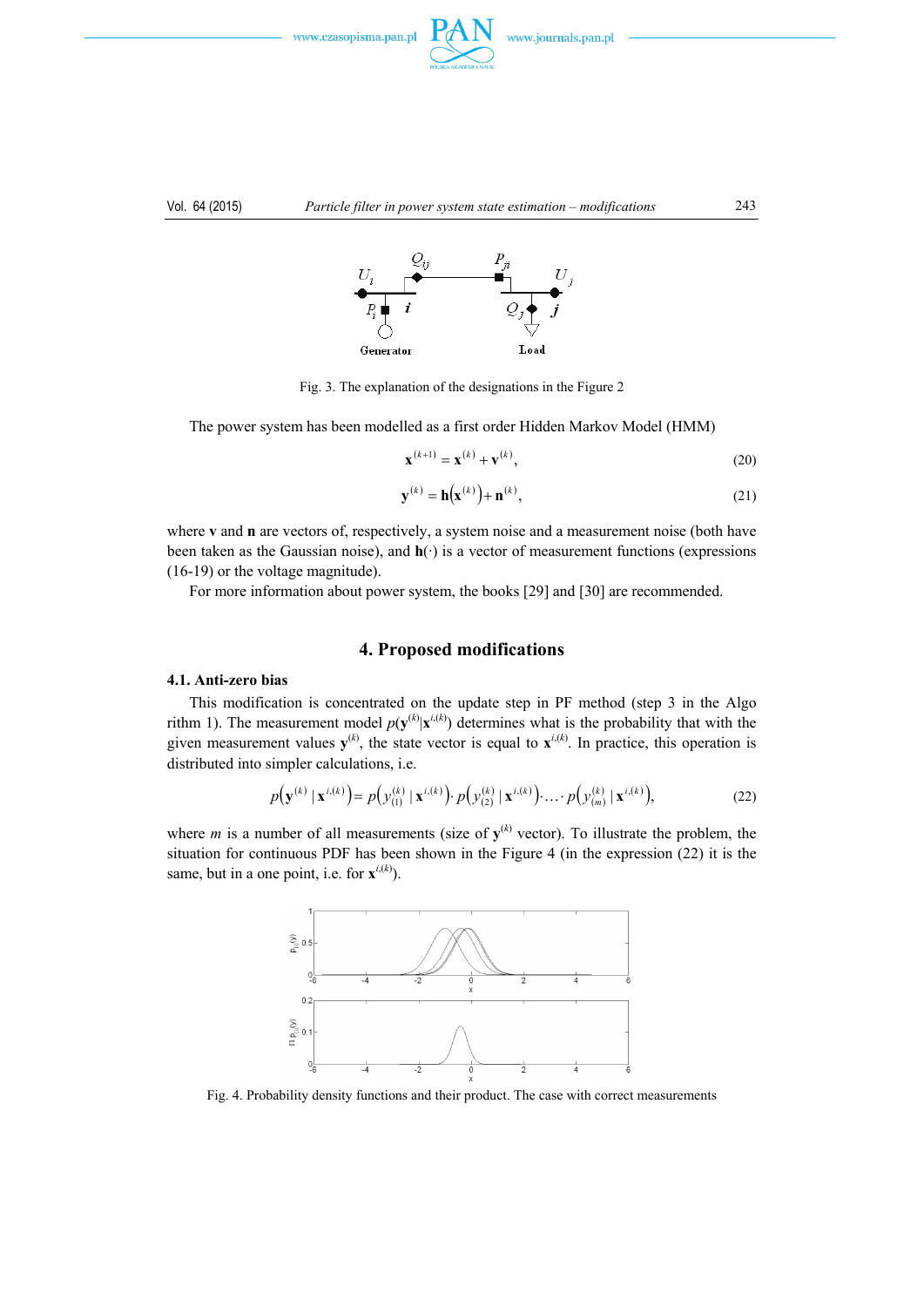Fig. 3. The explanation of the designations in the Figure 2

The power system has been modelled as a first order Hidden Markov Model (HMM)

$$\mathbf{x}^{(k+1)} = \mathbf{x}^{(k)} + \mathbf{v}^{(k)}, \tag{20}$$

$$\mathbf{y}^{(k)} = \mathbf{h}\left(\mathbf{x}^{(k)}\right) + \mathbf{n}^{(k)}, \tag{21}$$

where $\mathbf{v}$ and $\mathbf{n}$ are vectors of, respectively, a system noise and a measurement noise (both have been taken as the Gaussian noise), and $\mathbf{h}(\cdot)$ is a vector of measurement functions (expressions (16-19) or the voltage magnitude).

For more information about power system, the books [29] and [30] are recommended.

## 4. Proposed modifications

### 4.1. Anti-zero bias

This modification is concentrated on the update step in PF method (step 3 in the Algorithm 1). The measurement model $p(\mathbf{y}^{(k)}|\mathbf{x}^{i,(k)})$ determines what is the probability that with the given measurement values $\mathbf{y}^{(k)}$, the state vector is equal to $\mathbf{x}^{i,(k)}$. In practice, this operation is distributed into simpler calculations, i.e.

$$p\left(\mathbf{y}^{(k)} \mid \mathbf{x}^{i,(k)}\right) = p\left(y_{(1)}^{(k)} \mid \mathbf{x}^{i,(k)}\right) \cdot p\left(y_{(2)}^{(k)} \mid \mathbf{x}^{i,(k)}\right) \cdot \ldots \cdot p\left(y_{(m)}^{(k)} \mid \mathbf{x}^{i,(k)}\right), \tag{22}$$

where $m$ is a number of all measurements (size of $\mathbf{y}^{(k)}$ vector). To illustrate the problem, the situation for continuous PDF has been shown in the Figure 4 (in the expression (22) it is the same, but in a one point, i.e. for $\mathbf{x}^{i,(k)}$).

Fig. 4. Probability density functions and their product. The case with correct measurements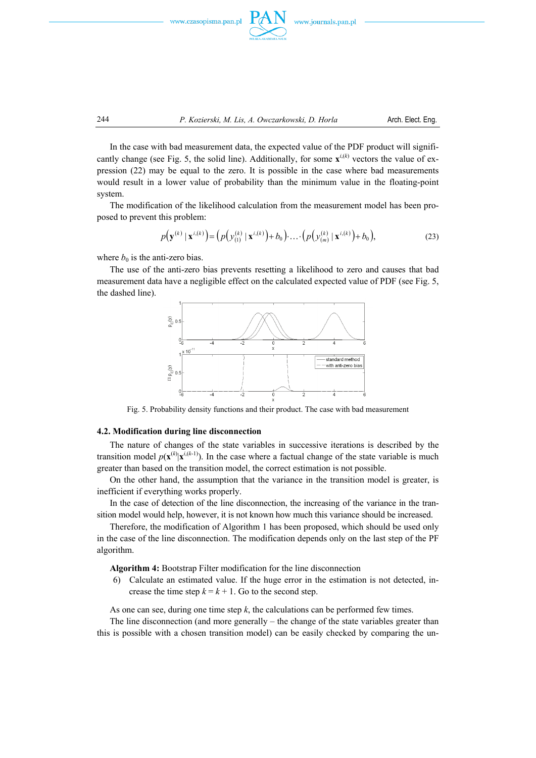In the case with bad measurement data, the expected value of the PDF product will significantly change (see Fig. 5, the solid line). Additionally, for some $\mathbf{x}^{i,(k)}$ vectors the value of expression (22) may be equal to the zero. It is possible in the case where bad measurements would result in a lower value of probability than the minimum value in the floating-point system.

The modification of the likelihood calculation from the measurement model has been proposed to prevent this problem:

$$p\left(\mathbf{y}^{(k)} \mid \mathbf{x}^{i,(k)}\right) = \left(p\left(y_{(1)}^{(k)} \mid \mathbf{x}^{i,(k)}\right) + b_0\right) \cdot \ldots \cdot \left(p\left(y_{(m)}^{(k)} \mid \mathbf{x}^{i,(k)}\right) + b_0\right), \tag{23}$$

where $b_0$ is the anti-zero bias.

The use of the anti-zero bias prevents resetting a likelihood to zero and causes that bad measurement data have a negligible effect on the calculated expected value of PDF (see Fig. 5, the dashed line).

Fig. 5. Probability density functions and their product. The case with bad measurement

### 4.2. Modification during line disconnection

The nature of changes of the state variables in successive iterations is described by the transition model $p(\mathbf{x}^{(k)}|\mathbf{x}^{i,(k-1)})$. In the case where a factual change of the state variable is much greater than based on the transition model, the correct estimation is not possible.

On the other hand, the assumption that the variance in the transition model is greater, is inefficient if everything works properly.

In the case of detection of the line disconnection, the increasing of the variance in the transition model would help, however, it is not known how much this variance should be increased.

Therefore, the modification of Algorithm 1 has been proposed, which should be used only in the case of the line disconnection. The modification depends only on the last step of the PF algorithm.

**Algorithm 4:** Bootstrap Filter modification for the line disconnection

6) Calculate an estimated value. If the huge error in the estimation is not detected, increase the time step $k = k + 1$. Go to the second step.

As one can see, during one time step $k$, the calculations can be performed few times.

The line disconnection (and more generally – the change of the state variables greater than this is possible with a chosen transition model) can be easily checked by comparing the un-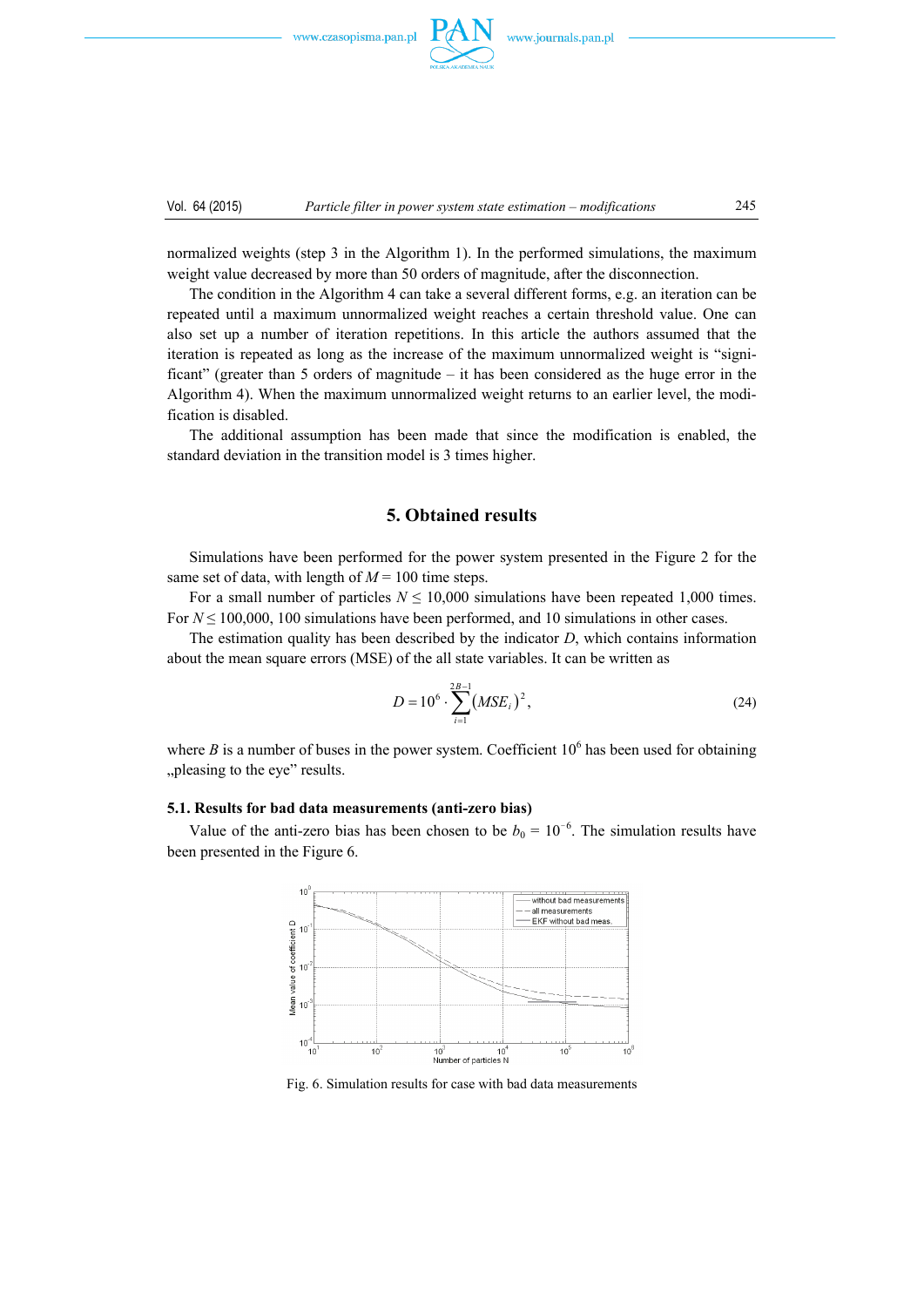normalized weights (step 3 in the Algorithm 1). In the performed simulations, the maximum weight value decreased by more than 50 orders of magnitude, after the disconnection.

The condition in the Algorithm 4 can take a several different forms, e.g. an iteration can be repeated until a maximum unnormalized weight reaches a certain threshold value. One can also set up a number of iteration repetitions. In this article the authors assumed that the iteration is repeated as long as the increase of the maximum unnormalized weight is "significant" (greater than 5 orders of magnitude – it has been considered as the huge error in the Algorithm 4). When the maximum unnormalized weight returns to an earlier level, the modification is disabled.

The additional assumption has been made that since the modification is enabled, the standard deviation in the transition model is 3 times higher.

## 5. Obtained results

Simulations have been performed for the power system presented in the Figure 2 for the same set of data, with length of $M = 100$ time steps.

For a small number of particles $N \leq 10{,}000$ simulations have been repeated 1,000 times. For $N \leq 100{,}000$, 100 simulations have been performed, and 10 simulations in other cases.

The estimation quality has been described by the indicator $D$, which contains information about the mean square errors (MSE) of the all state variables. It can be written as

$$D = 10^6 \cdot \sum_{i=1}^{2B-1} \left(MSE_i\right)^2, \tag{24}$$

where $B$ is a number of buses in the power system. Coefficient $10^6$ has been used for obtaining „pleasing to the eye" results.

### 5.1. Results for bad data measurements (anti-zero bias)

Value of the anti-zero bias has been chosen to be $b_0 = 10^{-6}$. The simulation results have been presented in the Figure 6.

Fig. 6. Simulation results for case with bad data measurements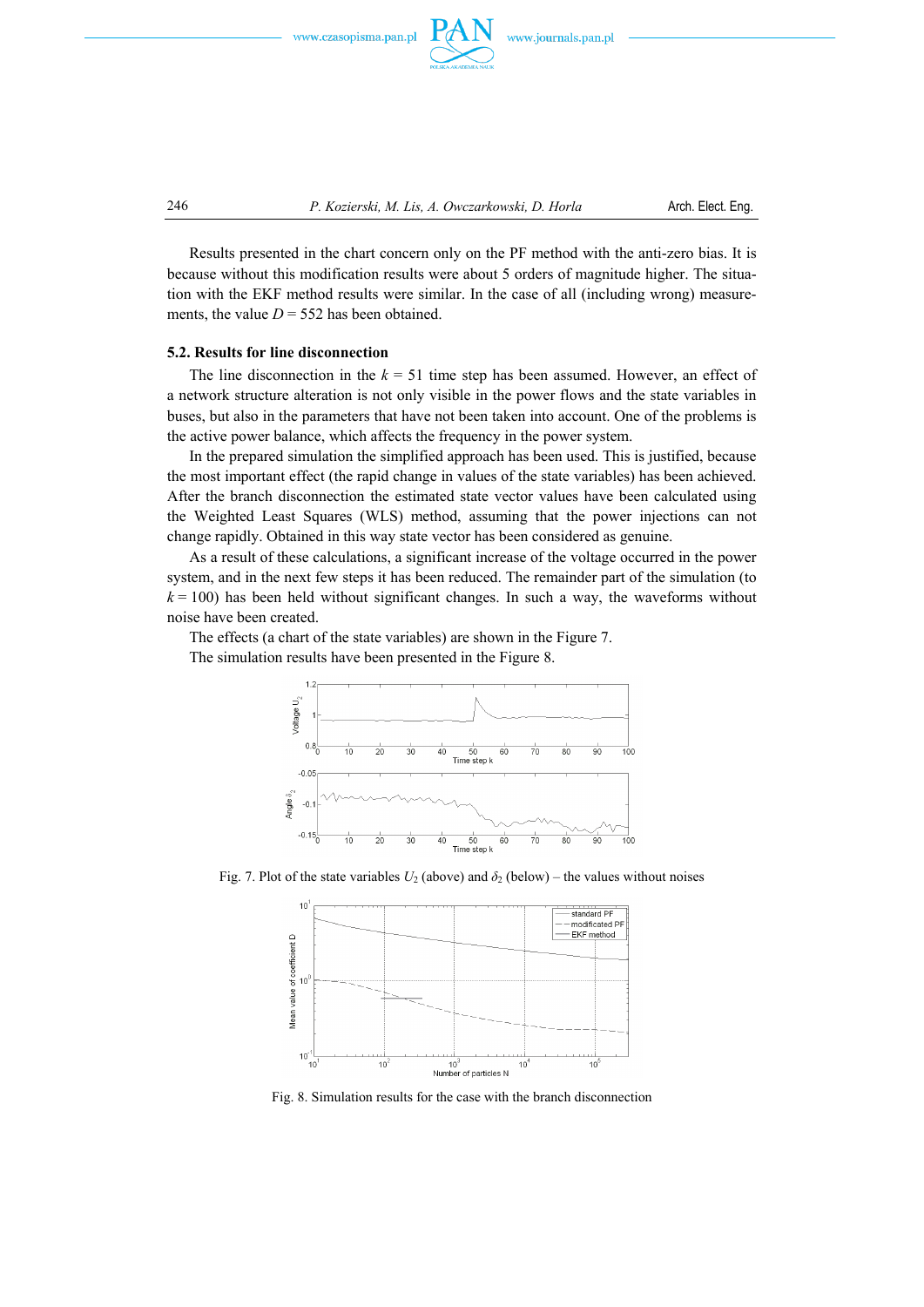Results presented in the chart concern only on the PF method with the anti-zero bias. It is because without this modification results were about 5 orders of magnitude higher. The situation with the EKF method results were similar. In the case of all (including wrong) measurements, the value $D = 552$ has been obtained.

### 5.2. Results for line disconnection

The line disconnection in the $k = 51$ time step has been assumed. However, an effect of a network structure alteration is not only visible in the power flows and the state variables in buses, but also in the parameters that have not been taken into account. One of the problems is the active power balance, which affects the frequency in the power system.

In the prepared simulation the simplified approach has been used. This is justified, because the most important effect (the rapid change in values of the state variables) has been achieved. After the branch disconnection the estimated state vector values have been calculated using the Weighted Least Squares (WLS) method, assuming that the power injections can not change rapidly. Obtained in this way state vector has been considered as genuine.

As a result of these calculations, a significant increase of the voltage occurred in the power system, and in the next few steps it has been reduced. The remainder part of the simulation (to $k = 100$) has been held without significant changes. In such a way, the waveforms without noise have been created.

The effects (a chart of the state variables) are shown in the Figure 7.

The simulation results have been presented in the Figure 8.

Fig. 7. Plot of the state variables $U_2$ (above) and $\delta_2$ (below) – the values without noises

Fig. 8. Simulation results for the case with the branch disconnection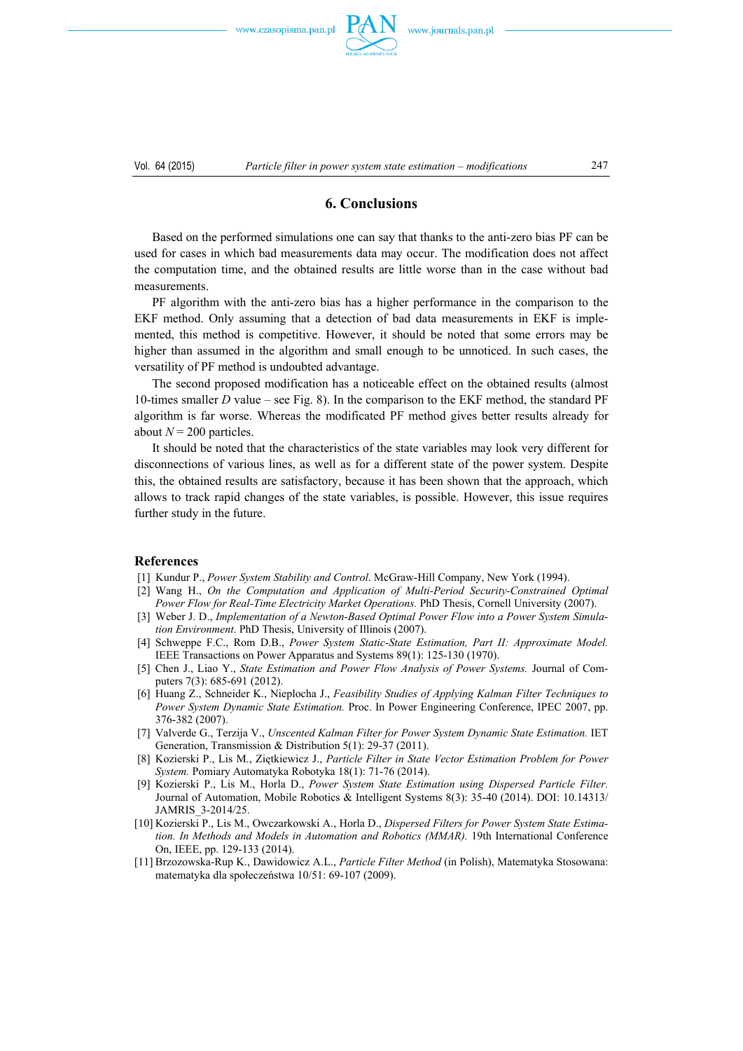## 6. Conclusions

Based on the performed simulations one can say that thanks to the anti-zero bias PF can be used for cases in which bad measurements data may occur. The modification does not affect the computation time, and the obtained results are little worse than in the case without bad measurements.

PF algorithm with the anti-zero bias has a higher performance in the comparison to the EKF method. Only assuming that a detection of bad data measurements in EKF is implemented, this method is competitive. However, it should be noted that some errors may be higher than assumed in the algorithm and small enough to be unnoticed. In such cases, the versatility of PF method is undoubted advantage.

The second proposed modification has a noticeable effect on the obtained results (almost 10-times smaller $D$ value – see Fig. 8). In the comparison to the EKF method, the standard PF algorithm is far worse. Whereas the modificated PF method gives better results already for about $N = 200$ particles.

It should be noted that the characteristics of the state variables may look very different for disconnections of various lines, as well as for a different state of the power system. Despite this, the obtained results are satisfactory, because it has been shown that the approach, which allows to track rapid changes of the state variables, is possible. However, this issue requires further study in the future.

### References

[1] Kundur P., *Power System Stability and Control*. McGraw-Hill Company, New York (1994).

[2] Wang H., *On the Computation and Application of Multi-Period Security-Constrained Optimal Power Flow for Real-Time Electricity Market Operations.* PhD Thesis, Cornell University (2007).

[3] Weber J. D., *Implementation of a Newton-Based Optimal Power Flow into a Power System Simulation Environment*. PhD Thesis, University of Illinois (2007).

[4] Schweppe F.C., Rom D.B., *Power System Static-State Estimation, Part II: Approximate Model.* IEEE Transactions on Power Apparatus and Systems 89(1): 125-130 (1970).

[5] Chen J., Liao Y., *State Estimation and Power Flow Analysis of Power Systems.* Journal of Computers 7(3): 685-691 (2012).

[6] Huang Z., Schneider K., Nieplocha J., *Feasibility Studies of Applying Kalman Filter Techniques to Power System Dynamic State Estimation.* Proc. In Power Engineering Conference, IPEC 2007, pp. 376-382 (2007).

[7] Valverde G., Terzija V., *Unscented Kalman Filter for Power System Dynamic State Estimation.* IET Generation, Transmission & Distribution 5(1): 29-37 (2011).

[8] Kozierski P., Lis M., Ziętkiewicz J., *Particle Filter in State Vector Estimation Problem for Power System.* Pomiary Automatyka Robotyka 18(1): 71-76 (2014).

[9] Kozierski P., Lis M., Horla D., *Power System State Estimation using Dispersed Particle Filter.* Journal of Automation, Mobile Robotics & Intelligent Systems 8(3): 35-40 (2014). DOI: 10.14313/JAMRIS_3-2014/25.

[10] Kozierski P., Lis M., Owczarkowski A., Horla D., *Dispersed Filters for Power System State Estimation. In Methods and Models in Automation and Robotics (MMAR).* 19th International Conference On, IEEE, pp. 129-133 (2014).

[11] Brzozowska-Rup K., Dawidowicz A.L., *Particle Filter Method* (in Polish), Matematyka Stosowana: matematyka dla społeczeństwa 10/51: 69-107 (2009).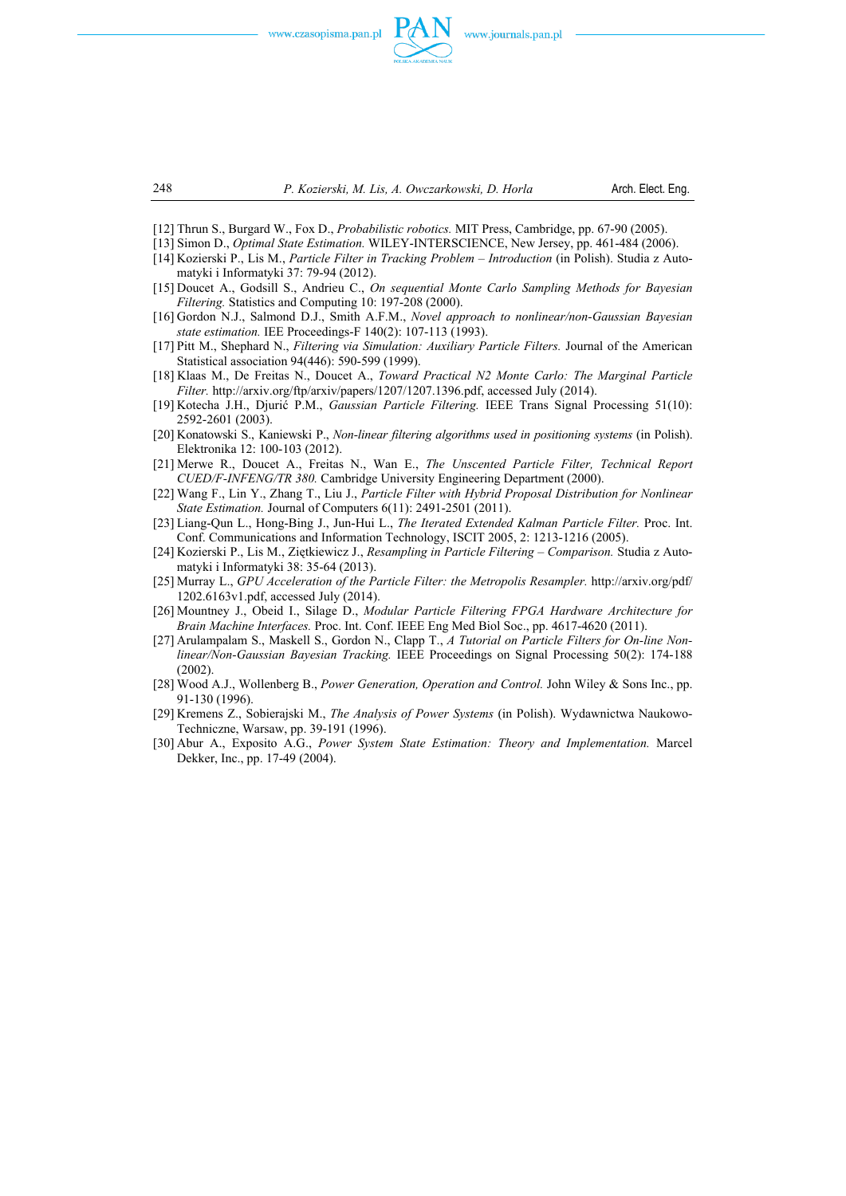[12] Thrun S., Burgard W., Fox D., *Probabilistic robotics.* MIT Press, Cambridge, pp. 67-90 (2005).

[13] Simon D., *Optimal State Estimation.* WILEY-INTERSCIENCE, New Jersey, pp. 461-484 (2006).

[14] Kozierski P., Lis M., *Particle Filter in Tracking Problem – Introduction* (in Polish). Studia z Automatyki i Informatyki 37: 79-94 (2012).

[15] Doucet A., Godsill S., Andrieu C., *On sequential Monte Carlo Sampling Methods for Bayesian Filtering.* Statistics and Computing 10: 197-208 (2000).

[16] Gordon N.J., Salmond D.J., Smith A.F.M., *Novel approach to nonlinear/non-Gaussian Bayesian state estimation.* IEE Proceedings-F 140(2): 107-113 (1993).

[17] Pitt M., Shephard N., *Filtering via Simulation: Auxiliary Particle Filters.* Journal of the American Statistical association 94(446): 590-599 (1999).

[18] Klaas M., De Freitas N., Doucet A., *Toward Practical N2 Monte Carlo: The Marginal Particle Filter.* http://arxiv.org/ftp/arxiv/papers/1207/1207.1396.pdf, accessed July (2014).

[19] Kotecha J.H., Djurić P.M., *Gaussian Particle Filtering.* IEEE Trans Signal Processing 51(10): 2592-2601 (2003).

[20] Konatowski S., Kaniewski P., *Non-linear filtering algorithms used in positioning systems* (in Polish). Elektronika 12: 100-103 (2012).

[21] Merwe R., Doucet A., Freitas N., Wan E., *The Unscented Particle Filter, Technical Report CUED/F-INFENG/TR 380.* Cambridge University Engineering Department (2000).

[22] Wang F., Lin Y., Zhang T., Liu J., *Particle Filter with Hybrid Proposal Distribution for Nonlinear State Estimation.* Journal of Computers 6(11): 2491-2501 (2011).

[23] Liang-Qun L., Hong-Bing J., Jun-Hui L., *The Iterated Extended Kalman Particle Filter.* Proc. Int. Conf. Communications and Information Technology, ISCIT 2005, 2: 1213-1216 (2005).

[24] Kozierski P., Lis M., Ziętkiewicz J., *Resampling in Particle Filtering – Comparison.* Studia z Automatyki i Informatyki 38: 35-64 (2013).

[25] Murray L., *GPU Acceleration of the Particle Filter: the Metropolis Resampler.* http://arxiv.org/pdf/1202.6163v1.pdf, accessed July (2014).

[26] Mountney J., Obeid I., Silage D., *Modular Particle Filtering FPGA Hardware Architecture for Brain Machine Interfaces.* Proc. Int. Conf. IEEE Eng Med Biol Soc., pp. 4617-4620 (2011).

[27] Arulampalam S., Maskell S., Gordon N., Clapp T., *A Tutorial on Particle Filters for On-line Non-linear/Non-Gaussian Bayesian Tracking.* IEEE Proceedings on Signal Processing 50(2): 174-188 (2002).

[28] Wood A.J., Wollenberg B., *Power Generation, Operation and Control.* John Wiley & Sons Inc., pp. 91-130 (1996).

[29] Kremens Z., Sobierajski M., *The Analysis of Power Systems* (in Polish). Wydawnictwa Naukowo-Techniczne, Warsaw, pp. 39-191 (1996).

[30] Abur A., Exposito A.G., *Power System State Estimation: Theory and Implementation.* Marcel Dekker, Inc., pp. 17-49 (2004).